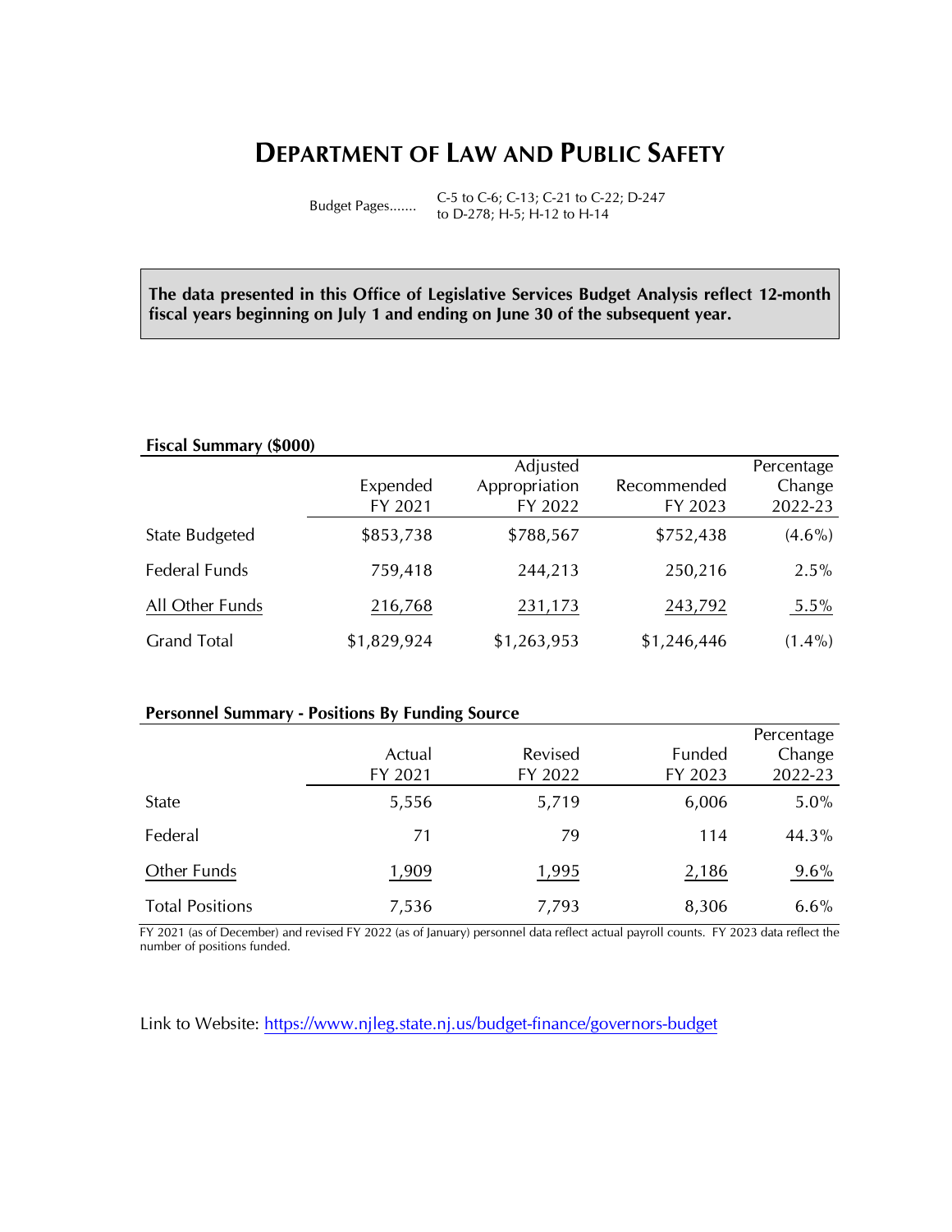# DEPARTMENT OF LAW AND PUBLIC SAFETY

Budget Pages....... C-5 to C-6; C-13; C-21 to C-22; D-247 to D-278; H-5; H-12 to H-14

**The data presented in this Office of Legislative Services Budget Analysis reflect 12-month fiscal years beginning on July 1 and ending on June 30 of the subsequent year.**

**Fiscal Summary ($000)**

| | Expended FY 2021 | Adjusted Appropriation FY 2022 | Recommended FY 2023 | Percentage Change 2022-23 |
|---|---|---|---|---|
| State Budgeted | $853,738 | $788,567 | $752,438 | (4.6%) |
| Federal Funds | 759,418 | 244,213 | 250,216 | 2.5% |
| All Other Funds | 216,768 | 231,173 | 243,792 | 5.5% |
| Grand Total | $1,829,924 | $1,263,953 | $1,246,446 | (1.4%) |

**Personnel Summary - Positions By Funding Source**

| | Actual FY 2021 | Revised FY 2022 | Funded FY 2023 | Percentage Change 2022-23 |
|---|---|---|---|---|
| State | 5,556 | 5,719 | 6,006 | 5.0% |
| Federal | 71 | 79 | 114 | 44.3% |
| Other Funds | 1,909 | 1,995 | 2,186 | 9.6% |
| Total Positions | 7,536 | 7,793 | 8,306 | 6.6% |

FY 2021 (as of December) and revised FY 2022 (as of January) personnel data reflect actual payroll counts. FY 2023 data reflect the number of positions funded.

Link to Website: https://www.njleg.state.nj.us/budget-finance/governors-budget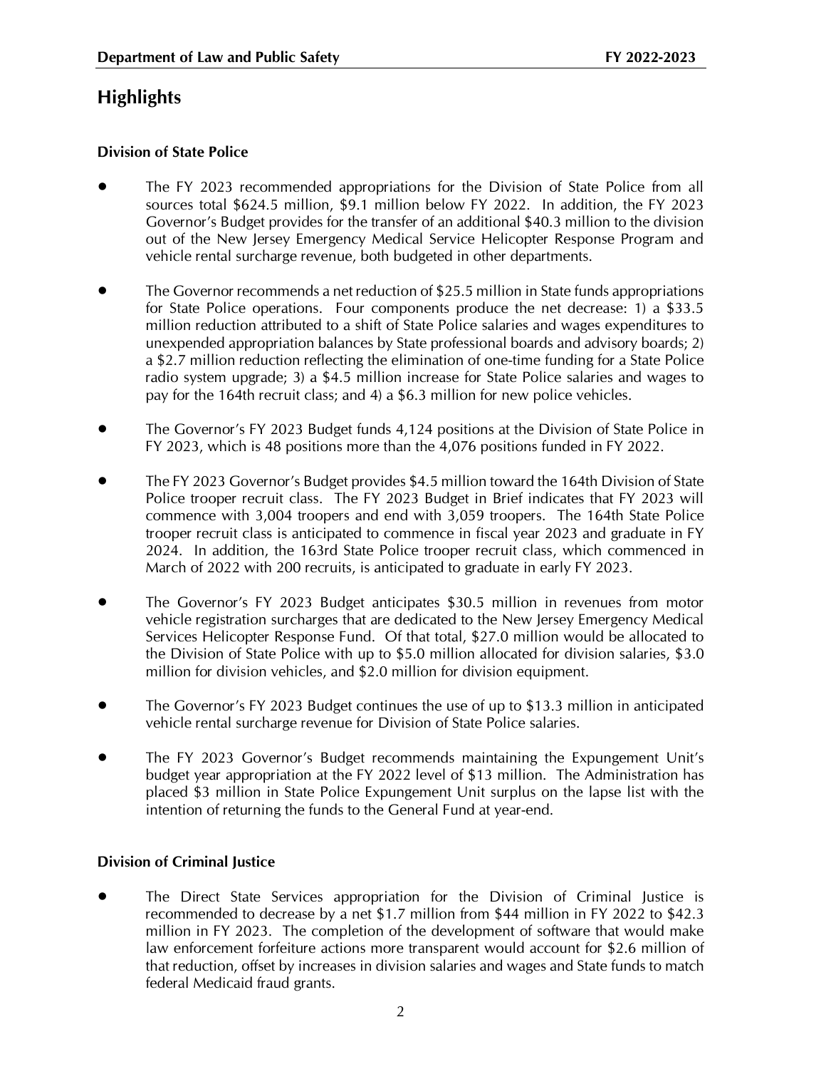## Highlights

### Division of State Police

- The FY 2023 recommended appropriations for the Division of State Police from all sources total $624.5 million, $9.1 million below FY 2022. In addition, the FY 2023 Governor's Budget provides for the transfer of an additional $40.3 million to the division out of the New Jersey Emergency Medical Service Helicopter Response Program and vehicle rental surcharge revenue, both budgeted in other departments.

- The Governor recommends a net reduction of $25.5 million in State funds appropriations for State Police operations. Four components produce the net decrease: 1) a $33.5 million reduction attributed to a shift of State Police salaries and wages expenditures to unexpended appropriation balances by State professional boards and advisory boards; 2) a $2.7 million reduction reflecting the elimination of one-time funding for a State Police radio system upgrade; 3) a $4.5 million increase for State Police salaries and wages to pay for the 164th recruit class; and 4) a $6.3 million for new police vehicles.

- The Governor's FY 2023 Budget funds 4,124 positions at the Division of State Police in FY 2023, which is 48 positions more than the 4,076 positions funded in FY 2022.

- The FY 2023 Governor's Budget provides $4.5 million toward the 164th Division of State Police trooper recruit class. The FY 2023 Budget in Brief indicates that FY 2023 will commence with 3,004 troopers and end with 3,059 troopers. The 164th State Police trooper recruit class is anticipated to commence in fiscal year 2023 and graduate in FY 2024. In addition, the 163rd State Police trooper recruit class, which commenced in March of 2022 with 200 recruits, is anticipated to graduate in early FY 2023.

- The Governor's FY 2023 Budget anticipates $30.5 million in revenues from motor vehicle registration surcharges that are dedicated to the New Jersey Emergency Medical Services Helicopter Response Fund. Of that total, $27.0 million would be allocated to the Division of State Police with up to $5.0 million allocated for division salaries, $3.0 million for division vehicles, and $2.0 million for division equipment.

- The Governor's FY 2023 Budget continues the use of up to $13.3 million in anticipated vehicle rental surcharge revenue for Division of State Police salaries.

- The FY 2023 Governor's Budget recommends maintaining the Expungement Unit's budget year appropriation at the FY 2022 level of $13 million. The Administration has placed $3 million in State Police Expungement Unit surplus on the lapse list with the intention of returning the funds to the General Fund at year-end.

### Division of Criminal Justice

- The Direct State Services appropriation for the Division of Criminal Justice is recommended to decrease by a net $1.7 million from $44 million in FY 2022 to $42.3 million in FY 2023. The completion of the development of software that would make law enforcement forfeiture actions more transparent would account for $2.6 million of that reduction, offset by increases in division salaries and wages and State funds to match federal Medicaid fraud grants.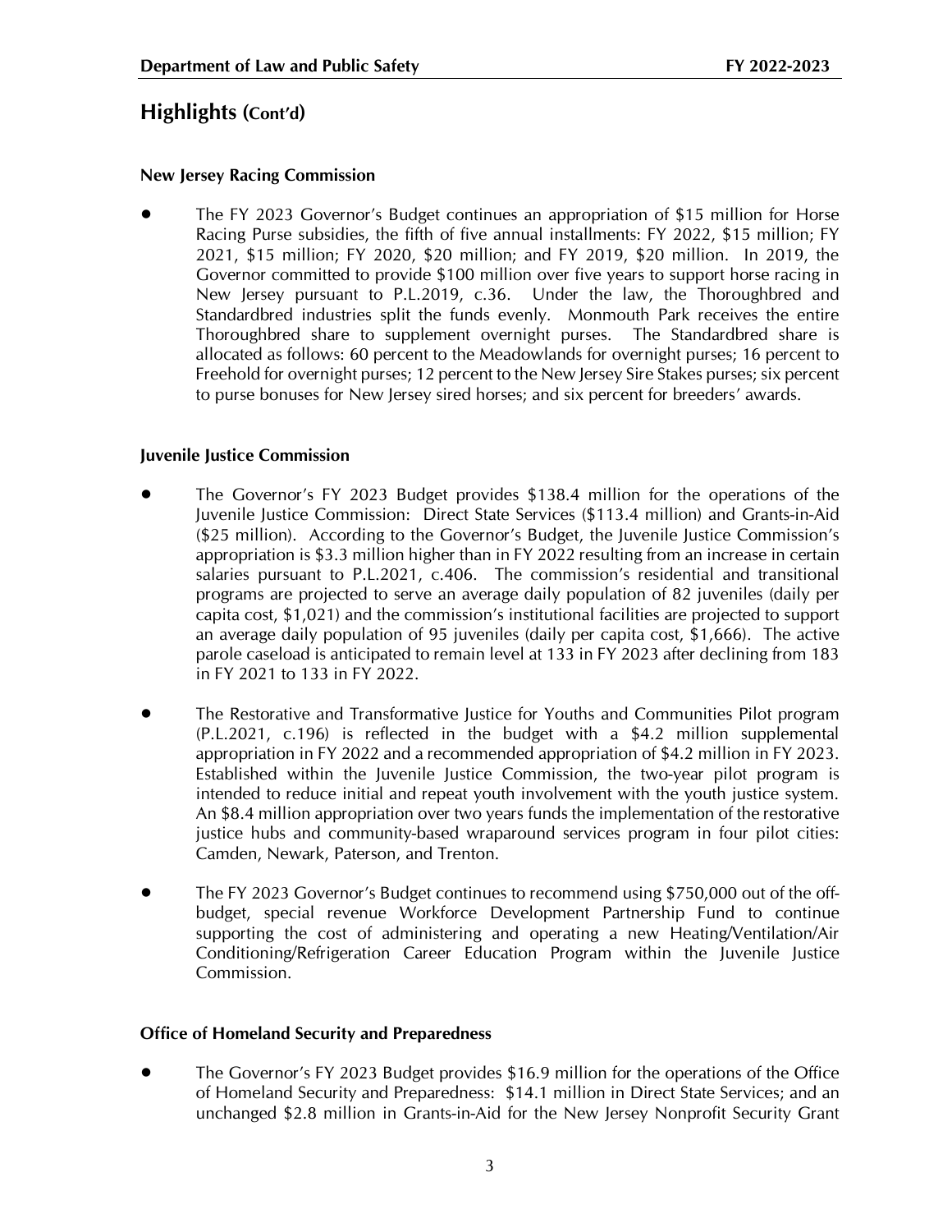## Highlights (Cont'd)

### New Jersey Racing Commission

- The FY 2023 Governor's Budget continues an appropriation of $15 million for Horse Racing Purse subsidies, the fifth of five annual installments: FY 2022, $15 million; FY 2021, $15 million; FY 2020, $20 million; and FY 2019, $20 million. In 2019, the Governor committed to provide $100 million over five years to support horse racing in New Jersey pursuant to P.L.2019, c.36. Under the law, the Thoroughbred and Standardbred industries split the funds evenly. Monmouth Park receives the entire Thoroughbred share to supplement overnight purses. The Standardbred share is allocated as follows: 60 percent to the Meadowlands for overnight purses; 16 percent to Freehold for overnight purses; 12 percent to the New Jersey Sire Stakes purses; six percent to purse bonuses for New Jersey sired horses; and six percent for breeders' awards.

### Juvenile Justice Commission

- The Governor's FY 2023 Budget provides $138.4 million for the operations of the Juvenile Justice Commission: Direct State Services ($113.4 million) and Grants-in-Aid ($25 million). According to the Governor's Budget, the Juvenile Justice Commission's appropriation is $3.3 million higher than in FY 2022 resulting from an increase in certain salaries pursuant to P.L.2021, c.406. The commission's residential and transitional programs are projected to serve an average daily population of 82 juveniles (daily per capita cost, $1,021) and the commission's institutional facilities are projected to support an average daily population of 95 juveniles (daily per capita cost, $1,666). The active parole caseload is anticipated to remain level at 133 in FY 2023 after declining from 183 in FY 2021 to 133 in FY 2022.

- The Restorative and Transformative Justice for Youths and Communities Pilot program (P.L.2021, c.196) is reflected in the budget with a $4.2 million supplemental appropriation in FY 2022 and a recommended appropriation of $4.2 million in FY 2023. Established within the Juvenile Justice Commission, the two-year pilot program is intended to reduce initial and repeat youth involvement with the youth justice system. An $8.4 million appropriation over two years funds the implementation of the restorative justice hubs and community-based wraparound services program in four pilot cities: Camden, Newark, Paterson, and Trenton.

- The FY 2023 Governor's Budget continues to recommend using $750,000 out of the off-budget, special revenue Workforce Development Partnership Fund to continue supporting the cost of administering and operating a new Heating/Ventilation/Air Conditioning/Refrigeration Career Education Program within the Juvenile Justice Commission.

### Office of Homeland Security and Preparedness

- The Governor's FY 2023 Budget provides $16.9 million for the operations of the Office of Homeland Security and Preparedness: $14.1 million in Direct State Services; and an unchanged $2.8 million in Grants-in-Aid for the New Jersey Nonprofit Security Grant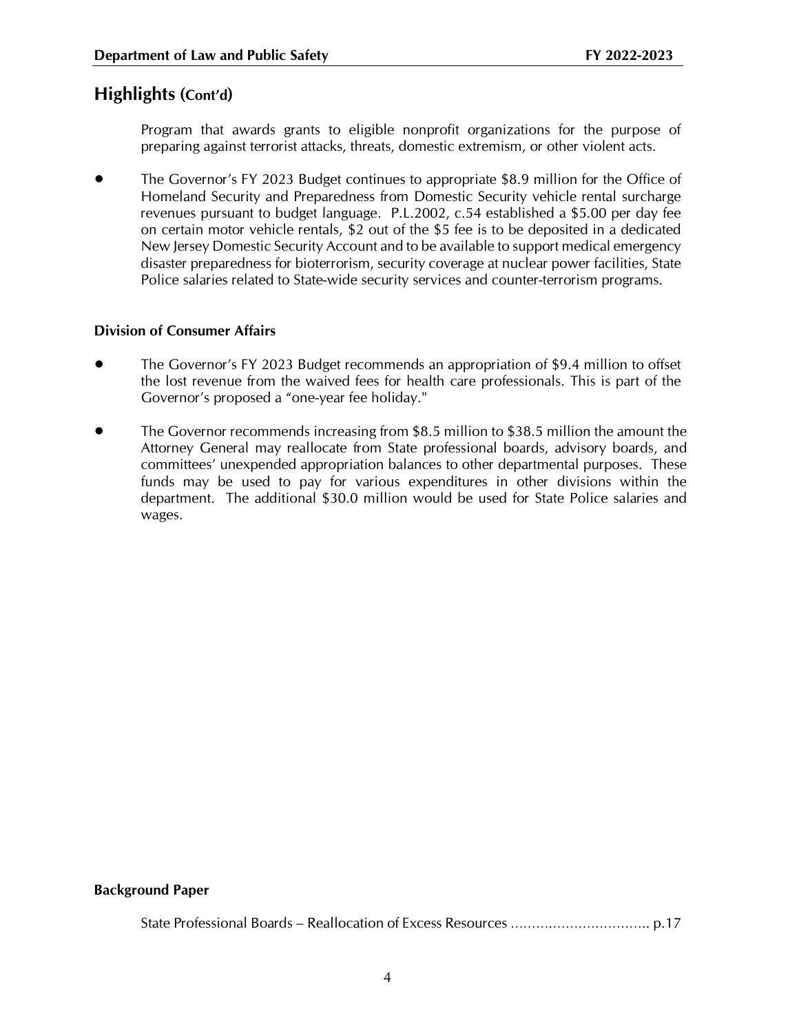## Highlights (Cont'd)

Program that awards grants to eligible nonprofit organizations for the purpose of preparing against terrorist attacks, threats, domestic extremism, or other violent acts.

- The Governor's FY 2023 Budget continues to appropriate $8.9 million for the Office of Homeland Security and Preparedness from Domestic Security vehicle rental surcharge revenues pursuant to budget language. P.L.2002, c.54 established a $5.00 per day fee on certain motor vehicle rentals, $2 out of the $5 fee is to be deposited in a dedicated New Jersey Domestic Security Account and to be available to support medical emergency disaster preparedness for bioterrorism, security coverage at nuclear power facilities, State Police salaries related to State-wide security services and counter-terrorism programs.

**Division of Consumer Affairs**

- The Governor's FY 2023 Budget recommends an appropriation of $9.4 million to offset the lost revenue from the waived fees for health care professionals. This is part of the Governor's proposed a "one-year fee holiday."

- The Governor recommends increasing from $8.5 million to $38.5 million the amount the Attorney General may reallocate from State professional boards, advisory boards, and committees' unexpended appropriation balances to other departmental purposes. These funds may be used to pay for various expenditures in other divisions within the department. The additional $30.0 million would be used for State Police salaries and wages.

**Background Paper**

State Professional Boards – Reallocation of Excess Resources .................................. p.17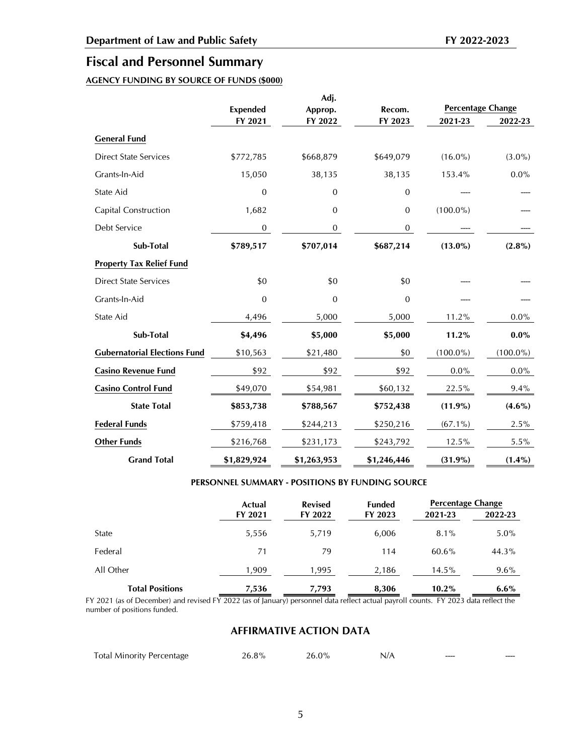## Fiscal and Personnel Summary

**AGENCY FUNDING BY SOURCE OF FUNDS ($000)**

| | Expended FY 2021 | Adj. Approp. FY 2022 | Recom. FY 2023 | Percentage Change 2021-23 | Percentage Change 2022-23 |
|---|---|---|---|---|---|
| **General Fund** | | | | | |
| Direct State Services | $772,785 | $668,879 | $649,079 | (16.0%) | (3.0%) |
| Grants-In-Aid | 15,050 | 38,135 | 38,135 | 153.4% | 0.0% |
| State Aid | 0 | 0 | 0 | ---- | ---- |
| Capital Construction | 1,682 | 0 | 0 | (100.0%) | ---- |
| Debt Service | 0 | 0 | 0 | ---- | ---- |
| **Sub-Total** | **$789,517** | **$707,014** | **$687,214** | **(13.0%)** | **(2.8%)** |
| **Property Tax Relief Fund** | | | | | |
| Direct State Services | $0 | $0 | $0 | ---- | ---- |
| Grants-In-Aid | 0 | 0 | 0 | ---- | ---- |
| State Aid | 4,496 | 5,000 | 5,000 | 11.2% | 0.0% |
| **Sub-Total** | **$4,496** | **$5,000** | **$5,000** | **11.2%** | **0.0%** |
| **Gubernatorial Elections Fund** | $10,563 | $21,480 | $0 | (100.0%) | (100.0%) |
| **Casino Revenue Fund** | $92 | $92 | $92 | 0.0% | 0.0% |
| **Casino Control Fund** | $49,070 | $54,981 | $60,132 | 22.5% | 9.4% |
| **State Total** | **$853,738** | **$788,567** | **$752,438** | **(11.9%)** | **(4.6%)** |
| **Federal Funds** | $759,418 | $244,213 | $250,216 | (67.1%) | 2.5% |
| **Other Funds** | $216,768 | $231,173 | $243,792 | 12.5% | 5.5% |
| **Grand Total** | **$1,829,924** | **$1,263,953** | **$1,246,446** | **(31.9%)** | **(1.4%)** |

**PERSONNEL SUMMARY - POSITIONS BY FUNDING SOURCE**

| | Actual FY 2021 | Revised FY 2022 | Funded FY 2023 | Percentage Change 2021-23 | Percentage Change 2022-23 |
|---|---|---|---|---|---|
| State | 5,556 | 5,719 | 6,006 | 8.1% | 5.0% |
| Federal | 71 | 79 | 114 | 60.6% | 44.3% |
| All Other | 1,909 | 1,995 | 2,186 | 14.5% | 9.6% |
| **Total Positions** | **7,536** | **7,793** | **8,306** | **10.2%** | **6.6%** |

FY 2021 (as of December) and revised FY 2022 (as of January) personnel data reflect actual payroll counts. FY 2023 data reflect the number of positions funded.

### AFFIRMATIVE ACTION DATA

| | | | | | |
|---|---|---|---|---|---|
| Total Minority Percentage | 26.8% | 26.0% | N/A | ---- | ---- |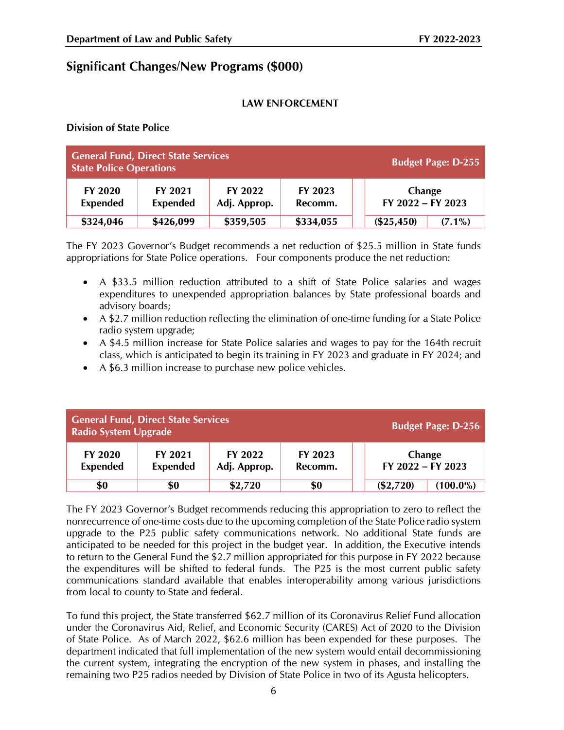## Significant Changes/New Programs ($000)

### LAW ENFORCEMENT

**Division of State Police**

| General Fund, Direct State Services<br>State Police Operations | | | | | Budget Page: D-255 | |
|---|---|---|---|---|---|---|
| **FY 2020 Expended** | **FY 2021 Expended** | **FY 2022 Adj. Approp.** | **FY 2023 Recomm.** | | **Change FY 2022 – FY 2023** | |
| **$324,046** | **$426,099** | **$359,505** | **$334,055** | | **($25,450)** | **(7.1%)** |

The FY 2023 Governor's Budget recommends a net reduction of $25.5 million in State funds appropriations for State Police operations. Four components produce the net reduction:

- A $33.5 million reduction attributed to a shift of State Police salaries and wages expenditures to unexpended appropriation balances by State professional boards and advisory boards;
- A $2.7 million reduction reflecting the elimination of one-time funding for a State Police radio system upgrade;
- A $4.5 million increase for State Police salaries and wages to pay for the 164th recruit class, which is anticipated to begin its training in FY 2023 and graduate in FY 2024; and
- A $6.3 million increase to purchase new police vehicles.

| General Fund, Direct State Services<br>Radio System Upgrade | | | | | Budget Page: D-256 | |
|---|---|---|---|---|---|---|
| **FY 2020 Expended** | **FY 2021 Expended** | **FY 2022 Adj. Approp.** | **FY 2023 Recomm.** | | **Change FY 2022 – FY 2023** | |
| **$0** | **$0** | **$2,720** | **$0** | | **($2,720)** | **(100.0%)** |

The FY 2023 Governor's Budget recommends reducing this appropriation to zero to reflect the nonrecurrence of one-time costs due to the upcoming completion of the State Police radio system upgrade to the P25 public safety communications network. No additional State funds are anticipated to be needed for this project in the budget year. In addition, the Executive intends to return to the General Fund the $2.7 million appropriated for this purpose in FY 2022 because the expenditures will be shifted to federal funds. The P25 is the most current public safety communications standard available that enables interoperability among various jurisdictions from local to county to State and federal.

To fund this project, the State transferred $62.7 million of its Coronavirus Relief Fund allocation under the Coronavirus Aid, Relief, and Economic Security (CARES) Act of 2020 to the Division of State Police. As of March 2022, $62.6 million has been expended for these purposes. The department indicated that full implementation of the new system would entail decommissioning the current system, integrating the encryption of the new system in phases, and installing the remaining two P25 radios needed by Division of State Police in two of its Agusta helicopters.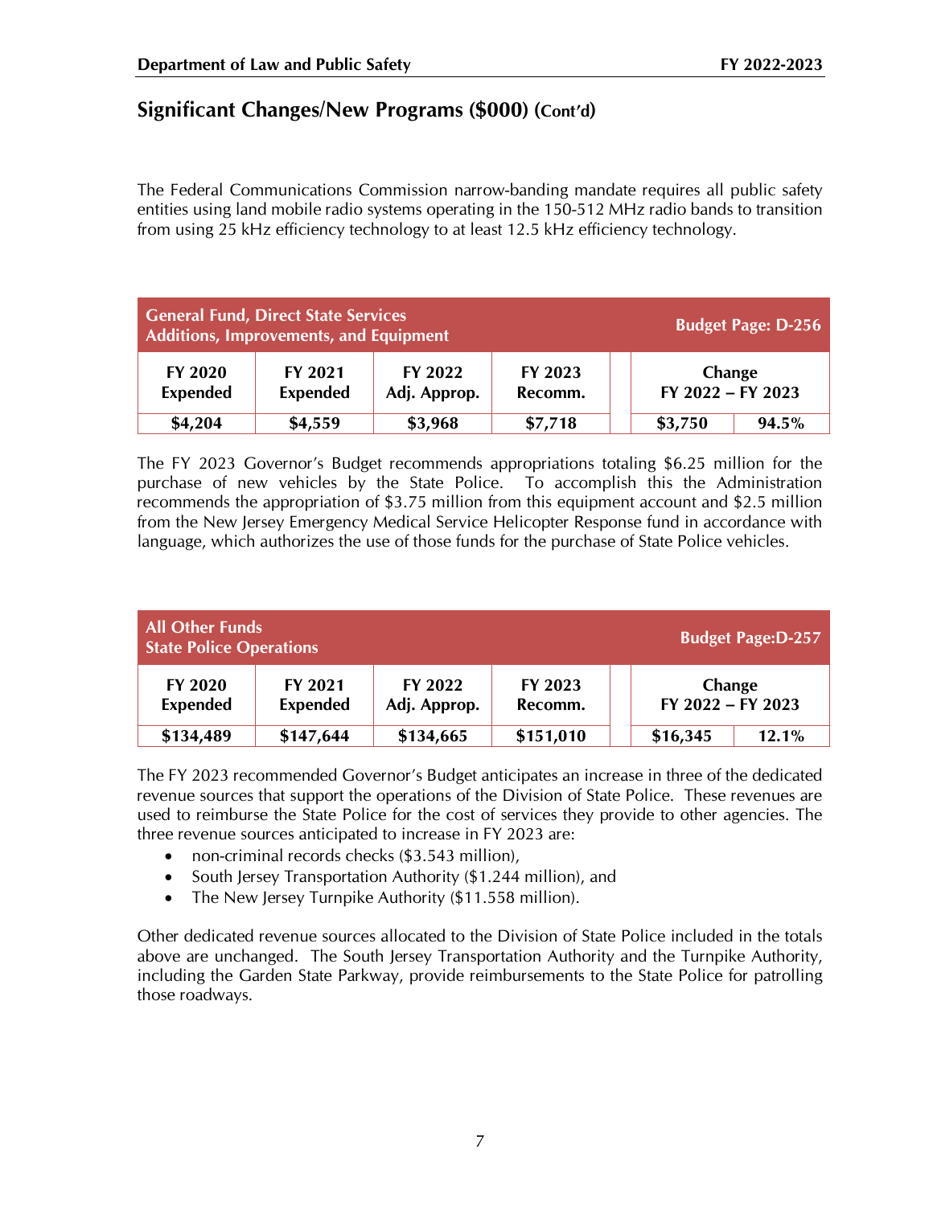## Significant Changes/New Programs ($000) (Cont'd)

The Federal Communications Commission narrow-banding mandate requires all public safety entities using land mobile radio systems operating in the 150-512 MHz radio bands to transition from using 25 kHz efficiency technology to at least 12.5 kHz efficiency technology.

| General Fund, Direct State Services<br>Additions, Improvements, and Equipment | | | | | Budget Page: D-256 | |
|---|---|---|---|---|---|---|
| FY 2020 Expended | FY 2021 Expended | FY 2022 Adj. Approp. | FY 2023 Recomm. | | Change FY 2022 – FY 2023 | |
| $4,204 | $4,559 | $3,968 | $7,718 | | $3,750 | 94.5% |

The FY 2023 Governor's Budget recommends appropriations totaling $6.25 million for the purchase of new vehicles by the State Police. To accomplish this the Administration recommends the appropriation of $3.75 million from this equipment account and $2.5 million from the New Jersey Emergency Medical Service Helicopter Response fund in accordance with language, which authorizes the use of those funds for the purchase of State Police vehicles.

| All Other Funds<br>State Police Operations | | | | | Budget Page:D-257 | |
|---|---|---|---|---|---|---|
| FY 2020 Expended | FY 2021 Expended | FY 2022 Adj. Approp. | FY 2023 Recomm. | | Change FY 2022 – FY 2023 | |
| $134,489 | $147,644 | $134,665 | $151,010 | | $16,345 | 12.1% |

The FY 2023 recommended Governor's Budget anticipates an increase in three of the dedicated revenue sources that support the operations of the Division of State Police. These revenues are used to reimburse the State Police for the cost of services they provide to other agencies. The three revenue sources anticipated to increase in FY 2023 are:

- non-criminal records checks ($3.543 million),
- South Jersey Transportation Authority ($1.244 million), and
- The New Jersey Turnpike Authority ($11.558 million).

Other dedicated revenue sources allocated to the Division of State Police included in the totals above are unchanged. The South Jersey Transportation Authority and the Turnpike Authority, including the Garden State Parkway, provide reimbursements to the State Police for patrolling those roadways.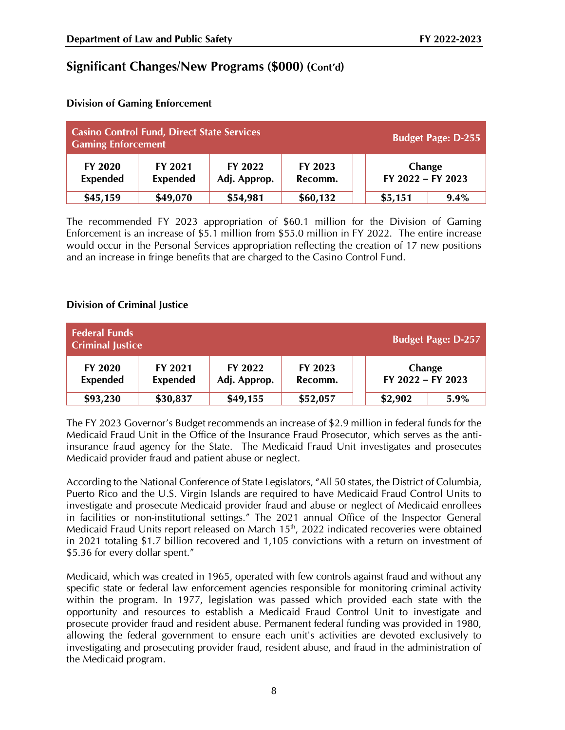## Significant Changes/New Programs ($000) (Cont'd)

### Division of Gaming Enforcement

| Casino Control Fund, Direct State Services<br>Gaming Enforcement | | | | Budget Page: D-255 | |
|---|---|---|---|---|---|
| **FY 2020 Expended** | **FY 2021 Expended** | **FY 2022 Adj. Approp.** | **FY 2023 Recomm.** | **Change FY 2022 – FY 2023** | |
| $45,159 | $49,070 | $54,981 | $60,132 | $5,151 | 9.4% |

The recommended FY 2023 appropriation of $60.1 million for the Division of Gaming Enforcement is an increase of $5.1 million from $55.0 million in FY 2022. The entire increase would occur in the Personal Services appropriation reflecting the creation of 17 new positions and an increase in fringe benefits that are charged to the Casino Control Fund.

### Division of Criminal Justice

| Federal Funds<br>Criminal Justice | | | | Budget Page: D-257 | |
|---|---|---|---|---|---|
| **FY 2020 Expended** | **FY 2021 Expended** | **FY 2022 Adj. Approp.** | **FY 2023 Recomm.** | **Change FY 2022 – FY 2023** | |
| $93,230 | $30,837 | $49,155 | $52,057 | $2,902 | 5.9% |

The FY 2023 Governor's Budget recommends an increase of $2.9 million in federal funds for the Medicaid Fraud Unit in the Office of the Insurance Fraud Prosecutor, which serves as the anti-insurance fraud agency for the State. The Medicaid Fraud Unit investigates and prosecutes Medicaid provider fraud and patient abuse or neglect.

According to the National Conference of State Legislators, "All 50 states, the District of Columbia, Puerto Rico and the U.S. Virgin Islands are required to have Medicaid Fraud Control Units to investigate and prosecute Medicaid provider fraud and abuse or neglect of Medicaid enrollees in facilities or non-institutional settings." The 2021 annual Office of the Inspector General Medicaid Fraud Units report released on March 15th, 2022 indicated recoveries were obtained in 2021 totaling $1.7 billion recovered and 1,105 convictions with a return on investment of $5.36 for every dollar spent."

Medicaid, which was created in 1965, operated with few controls against fraud and without any specific state or federal law enforcement agencies responsible for monitoring criminal activity within the program. In 1977, legislation was passed which provided each state with the opportunity and resources to establish a Medicaid Fraud Control Unit to investigate and prosecute provider fraud and resident abuse. Permanent federal funding was provided in 1980, allowing the federal government to ensure each unit's activities are devoted exclusively to investigating and prosecuting provider fraud, resident abuse, and fraud in the administration of the Medicaid program.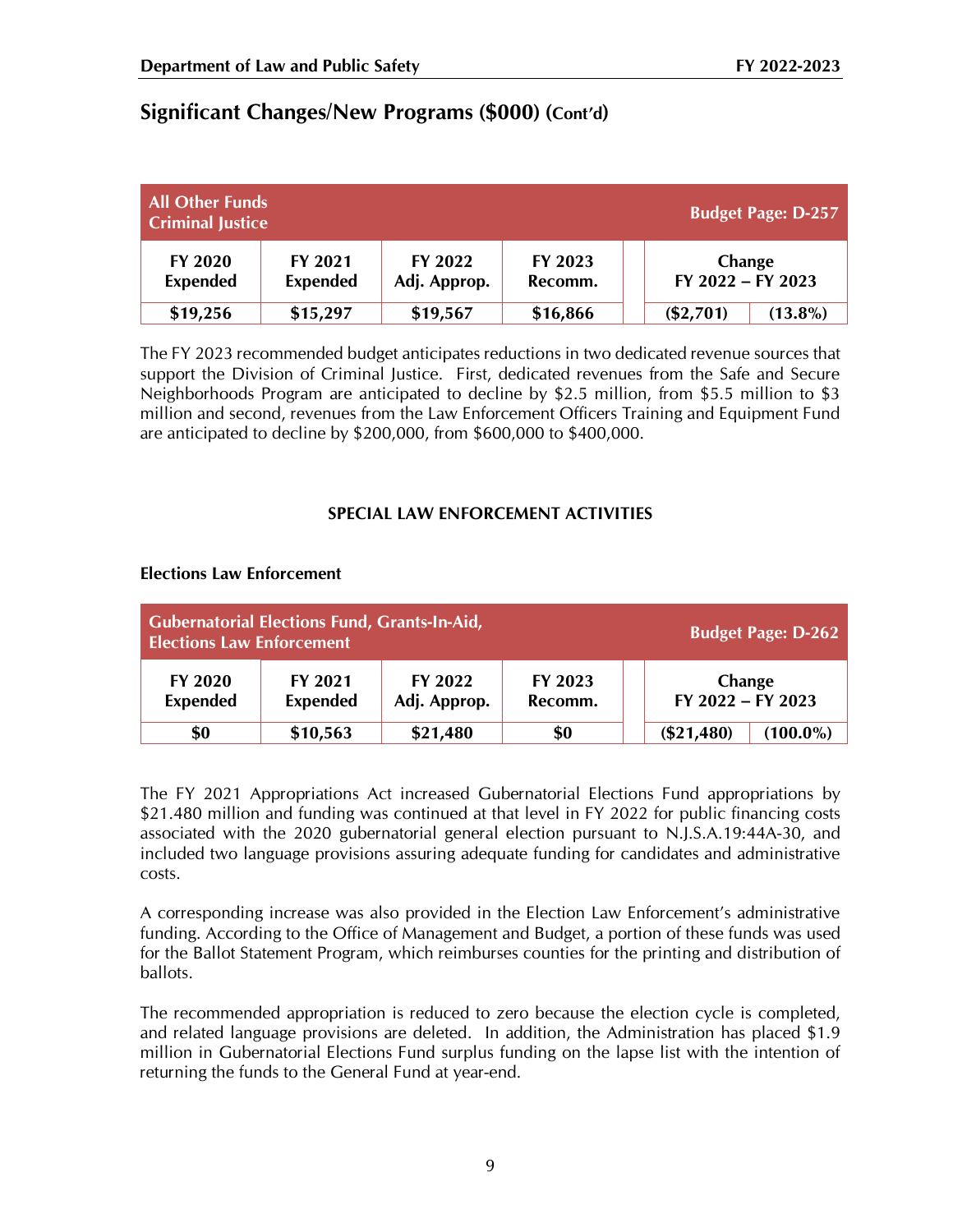## Significant Changes/New Programs ($000) (Cont'd)

| All Other Funds Criminal Justice | | | | Budget Page: D-257 | |
|---|---|---|---|---|---|
| **FY 2020 Expended** | **FY 2021 Expended** | **FY 2022 Adj. Approp.** | **FY 2023 Recomm.** | **Change FY 2022 – FY 2023** | |
| **$19,256** | **$15,297** | **$19,567** | **$16,866** | **($2,701)** | **(13.8%)** |

The FY 2023 recommended budget anticipates reductions in two dedicated revenue sources that support the Division of Criminal Justice. First, dedicated revenues from the Safe and Secure Neighborhoods Program are anticipated to decline by $2.5 million, from $5.5 million to $3 million and second, revenues from the Law Enforcement Officers Training and Equipment Fund are anticipated to decline by $200,000, from $600,000 to $400,000.

### SPECIAL LAW ENFORCEMENT ACTIVITIES

**Elections Law Enforcement**

| Gubernatorial Elections Fund, Grants-In-Aid, Elections Law Enforcement | | | | Budget Page: D-262 | |
|---|---|---|---|---|---|
| **FY 2020 Expended** | **FY 2021 Expended** | **FY 2022 Adj. Approp.** | **FY 2023 Recomm.** | **Change FY 2022 – FY 2023** | |
| **$0** | **$10,563** | **$21,480** | **$0** | **($21,480)** | **(100.0%)** |

The FY 2021 Appropriations Act increased Gubernatorial Elections Fund appropriations by $21.480 million and funding was continued at that level in FY 2022 for public financing costs associated with the 2020 gubernatorial general election pursuant to N.J.S.A.19:44A-30, and included two language provisions assuring adequate funding for candidates and administrative costs.

A corresponding increase was also provided in the Election Law Enforcement's administrative funding. According to the Office of Management and Budget, a portion of these funds was used for the Ballot Statement Program, which reimburses counties for the printing and distribution of ballots.

The recommended appropriation is reduced to zero because the election cycle is completed, and related language provisions are deleted. In addition, the Administration has placed $1.9 million in Gubernatorial Elections Fund surplus funding on the lapse list with the intention of returning the funds to the General Fund at year-end.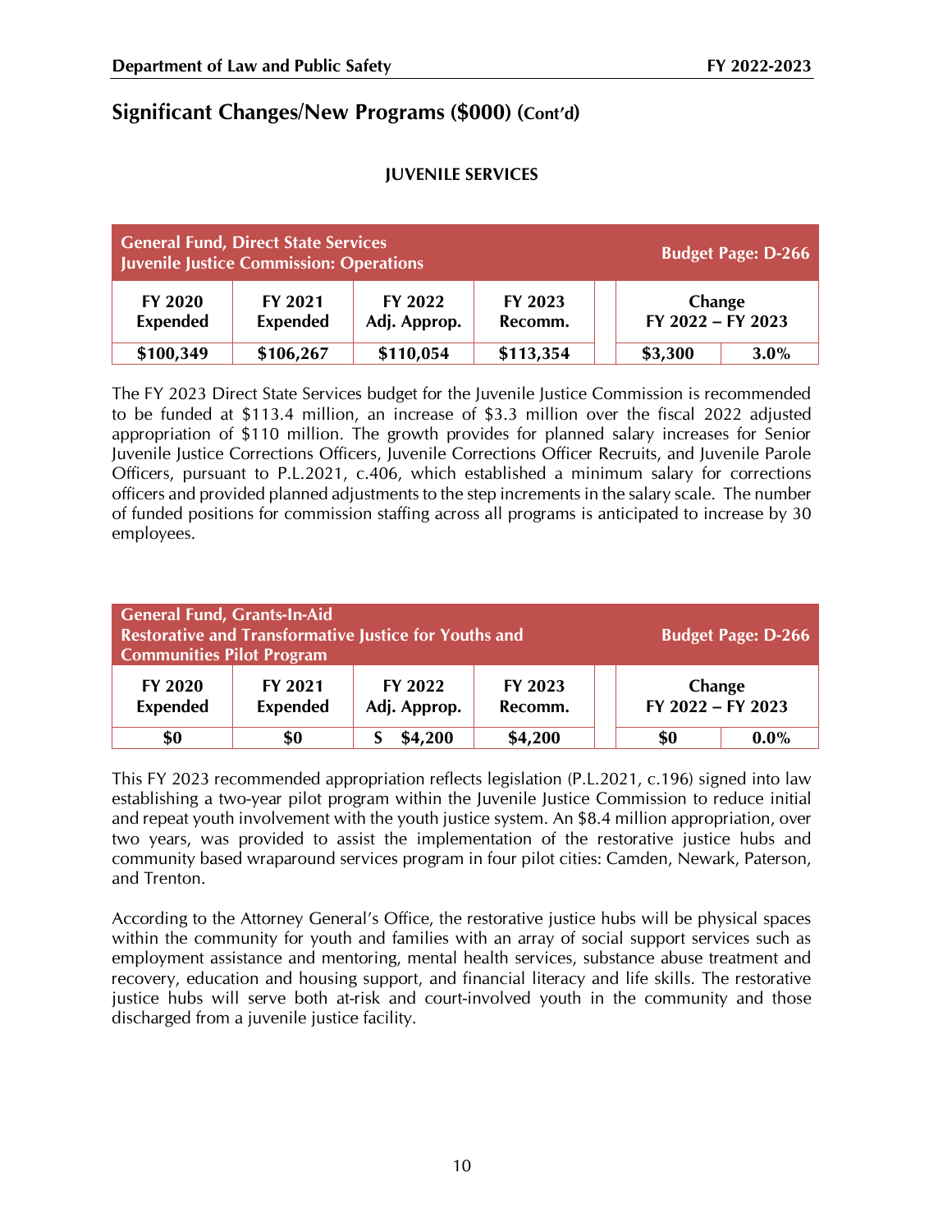## Significant Changes/New Programs ($000) (Cont'd)

### JUVENILE SERVICES

| General Fund, Direct State Services<br>Juvenile Justice Commission: Operations | | | | Budget Page: D-266 | |
|---|---|---|---|---|---|
| **FY 2020 Expended** | **FY 2021 Expended** | **FY 2022 Adj. Approp.** | **FY 2023 Recomm.** | **Change FY 2022 – FY 2023** | |
| $100,349 | $106,267 | $110,054 | $113,354 | $3,300 | 3.0% |

The FY 2023 Direct State Services budget for the Juvenile Justice Commission is recommended to be funded at $113.4 million, an increase of $3.3 million over the fiscal 2022 adjusted appropriation of $110 million. The growth provides for planned salary increases for Senior Juvenile Justice Corrections Officers, Juvenile Corrections Officer Recruits, and Juvenile Parole Officers, pursuant to P.L.2021, c.406, which established a minimum salary for corrections officers and provided planned adjustments to the step increments in the salary scale. The number of funded positions for commission staffing across all programs is anticipated to increase by 30 employees.

| General Fund, Grants-In-Aid<br>Restorative and Transformative Justice for Youths and Communities Pilot Program | | | | Budget Page: D-266 | |
|---|---|---|---|---|---|
| **FY 2020 Expended** | **FY 2021 Expended** | **FY 2022 Adj. Approp.** | **FY 2023 Recomm.** | **Change FY 2022 – FY 2023** | |
| $0 | $0 | S $4,200 | $4,200 | $0 | 0.0% |

This FY 2023 recommended appropriation reflects legislation (P.L.2021, c.196) signed into law establishing a two-year pilot program within the Juvenile Justice Commission to reduce initial and repeat youth involvement with the youth justice system. An $8.4 million appropriation, over two years, was provided to assist the implementation of the restorative justice hubs and community based wraparound services program in four pilot cities: Camden, Newark, Paterson, and Trenton.

According to the Attorney General's Office, the restorative justice hubs will be physical spaces within the community for youth and families with an array of social support services such as employment assistance and mentoring, mental health services, substance abuse treatment and recovery, education and housing support, and financial literacy and life skills. The restorative justice hubs will serve both at-risk and court-involved youth in the community and those discharged from a juvenile justice facility.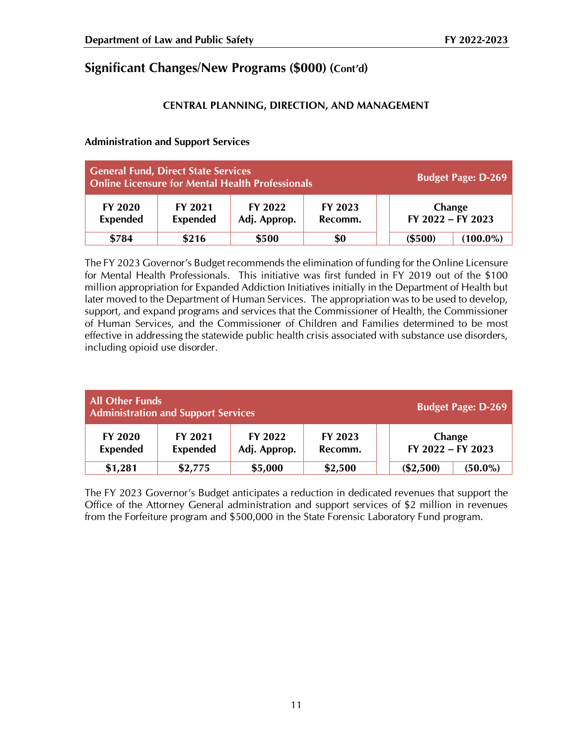## Significant Changes/New Programs ($000) (Cont'd)

### CENTRAL PLANNING, DIRECTION, AND MANAGEMENT

**Administration and Support Services**

| General Fund, Direct State Services<br>Online Licensure for Mental Health Professionals | | | | | Budget Page: D-269 | |
|---|---|---|---|---|---|---|
| FY 2020 Expended | FY 2021 Expended | FY 2022 Adj. Approp. | FY 2023 Recomm. | | Change FY 2022 – FY 2023 | |
| $784 | $216 | $500 | $0 | | ($500) | (100.0%) |

The FY 2023 Governor's Budget recommends the elimination of funding for the Online Licensure for Mental Health Professionals. This initiative was first funded in FY 2019 out of the $100 million appropriation for Expanded Addiction Initiatives initially in the Department of Health but later moved to the Department of Human Services. The appropriation was to be used to develop, support, and expand programs and services that the Commissioner of Health, the Commissioner of Human Services, and the Commissioner of Children and Families determined to be most effective in addressing the statewide public health crisis associated with substance use disorders, including opioid use disorder.

| All Other Funds<br>Administration and Support Services | | | | | Budget Page: D-269 | |
|---|---|---|---|---|---|---|
| FY 2020 Expended | FY 2021 Expended | FY 2022 Adj. Approp. | FY 2023 Recomm. | | Change FY 2022 – FY 2023 | |
| $1,281 | $2,775 | $5,000 | $2,500 | | ($2,500) | (50.0%) |

The FY 2023 Governor's Budget anticipates a reduction in dedicated revenues that support the Office of the Attorney General administration and support services of $2 million in revenues from the Forfeiture program and $500,000 in the State Forensic Laboratory Fund program.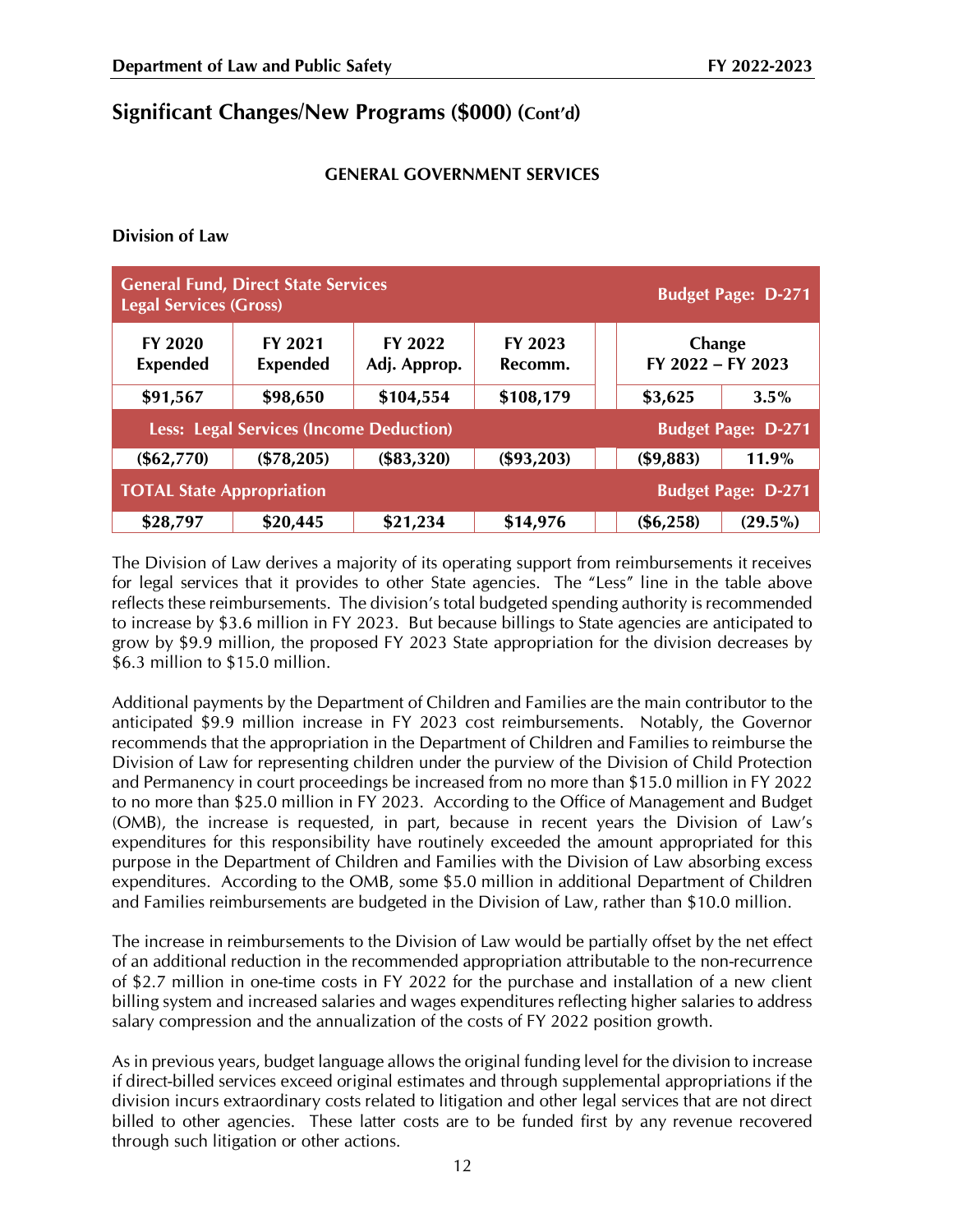## Significant Changes/New Programs ($000) (Cont'd)

### GENERAL GOVERNMENT SERVICES

**Division of Law**

| General Fund, Direct State Services Legal Services (Gross) | | | | Budget Page: D-271 | |
|---|---|---|---|---|---|
| **FY 2020 Expended** | **FY 2021 Expended** | **FY 2022 Adj. Approp.** | **FY 2023 Recomm.** | **Change FY 2022 – FY 2023** | |
| **$91,567** | **$98,650** | **$104,554** | **$108,179** | **$3,625** | **3.5%** |
| **Less: Legal Services (Income Deduction)** | | | | **Budget Page: D-271** | |
| **($62,770)** | **($78,205)** | **($83,320)** | **($93,203)** | **($9,883)** | **11.9%** |
| **TOTAL State Appropriation** | | | | **Budget Page: D-271** | |
| **$28,797** | **$20,445** | **$21,234** | **$14,976** | **($6,258)** | **(29.5%)** |

The Division of Law derives a majority of its operating support from reimbursements it receives for legal services that it provides to other State agencies. The "Less" line in the table above reflects these reimbursements. The division's total budgeted spending authority is recommended to increase by $3.6 million in FY 2023. But because billings to State agencies are anticipated to grow by $9.9 million, the proposed FY 2023 State appropriation for the division decreases by $6.3 million to $15.0 million.

Additional payments by the Department of Children and Families are the main contributor to the anticipated $9.9 million increase in FY 2023 cost reimbursements. Notably, the Governor recommends that the appropriation in the Department of Children and Families to reimburse the Division of Law for representing children under the purview of the Division of Child Protection and Permanency in court proceedings be increased from no more than $15.0 million in FY 2022 to no more than $25.0 million in FY 2023. According to the Office of Management and Budget (OMB), the increase is requested, in part, because in recent years the Division of Law's expenditures for this responsibility have routinely exceeded the amount appropriated for this purpose in the Department of Children and Families with the Division of Law absorbing excess expenditures. According to the OMB, some $5.0 million in additional Department of Children and Families reimbursements are budgeted in the Division of Law, rather than $10.0 million.

The increase in reimbursements to the Division of Law would be partially offset by the net effect of an additional reduction in the recommended appropriation attributable to the non-recurrence of $2.7 million in one-time costs in FY 2022 for the purchase and installation of a new client billing system and increased salaries and wages expenditures reflecting higher salaries to address salary compression and the annualization of the costs of FY 2022 position growth.

As in previous years, budget language allows the original funding level for the division to increase if direct-billed services exceed original estimates and through supplemental appropriations if the division incurs extraordinary costs related to litigation and other legal services that are not direct billed to other agencies. These latter costs are to be funded first by any revenue recovered through such litigation or other actions.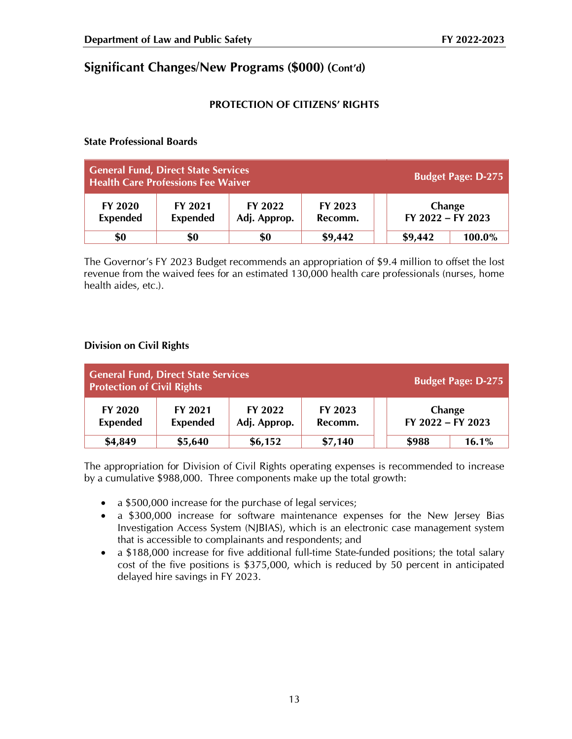## Significant Changes/New Programs ($000) (Cont'd)

### PROTECTION OF CITIZENS' RIGHTS

**State Professional Boards**

| General Fund, Direct State Services<br>Health Care Professions Fee Waiver | | | | Budget Page: D-275 | |
|---|---|---|---|---|---|
| FY 2020 Expended | FY 2021 Expended | FY 2022 Adj. Approp. | FY 2023 Recomm. | Change FY 2022 – FY 2023 | |
| $0 | $0 | $0 | $9,442 | $9,442 | 100.0% |

The Governor's FY 2023 Budget recommends an appropriation of $9.4 million to offset the lost revenue from the waived fees for an estimated 130,000 health care professionals (nurses, home health aides, etc.).

**Division on Civil Rights**

| General Fund, Direct State Services<br>Protection of Civil Rights | | | | Budget Page: D-275 | |
|---|---|---|---|---|---|
| FY 2020 Expended | FY 2021 Expended | FY 2022 Adj. Approp. | FY 2023 Recomm. | Change FY 2022 – FY 2023 | |
| $4,849 | $5,640 | $6,152 | $7,140 | $988 | 16.1% |

The appropriation for Division of Civil Rights operating expenses is recommended to increase by a cumulative $988,000. Three components make up the total growth:

- a $500,000 increase for the purchase of legal services;
- a $300,000 increase for software maintenance expenses for the New Jersey Bias Investigation Access System (NJBIAS), which is an electronic case management system that is accessible to complainants and respondents; and
- a $188,000 increase for five additional full-time State-funded positions; the total salary cost of the five positions is $375,000, which is reduced by 50 percent in anticipated delayed hire savings in FY 2023.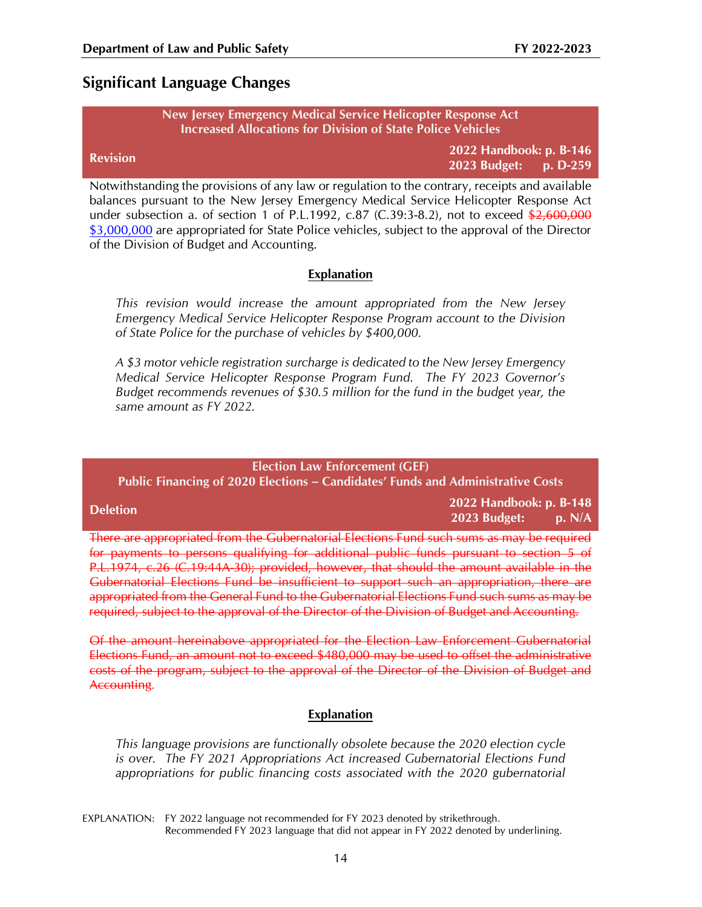## Significant Language Changes

**New Jersey Emergency Medical Service Helicopter Response Act**
**Increased Allocations for Division of State Police Vehicles**

| **Revision** | **2022 Handbook: p. B-146** **2023 Budget: p. D-259** |
|---|---|

Notwithstanding the provisions of any law or regulation to the contrary, receipts and available balances pursuant to the New Jersey Emergency Medical Service Helicopter Response Act under subsection a. of section 1 of P.L.1992, c.87 (C.39:3-8.2), not to exceed ~~$2,600,000~~ <u>$3,000,000</u> are appropriated for State Police vehicles, subject to the approval of the Director of the Division of Budget and Accounting.

**Explanation**

*This revision would increase the amount appropriated from the New Jersey Emergency Medical Service Helicopter Response Program account to the Division of State Police for the purchase of vehicles by $400,000.*

*A $3 motor vehicle registration surcharge is dedicated to the New Jersey Emergency Medical Service Helicopter Response Program Fund. The FY 2023 Governor's Budget recommends revenues of $30.5 million for the fund in the budget year, the same amount as FY 2022.*

**Election Law Enforcement (GEF)**
**Public Financing of 2020 Elections – Candidates' Funds and Administrative Costs**

| **Deletion** | **2022 Handbook: p. B-148** **2023 Budget: p. N/A** |
|---|---|

~~There are appropriated from the Gubernatorial Elections Fund such sums as may be required for payments to persons qualifying for additional public funds pursuant to section 5 of P.L.1974, c.26 (C.19:44A-30); provided, however, that should the amount available in the Gubernatorial Elections Fund be insufficient to support such an appropriation, there are appropriated from the General Fund to the Gubernatorial Elections Fund such sums as may be required, subject to the approval of the Director of the Division of Budget and Accounting.~~

~~Of the amount hereinabove appropriated for the Election Law Enforcement Gubernatorial Elections Fund, an amount not to exceed $480,000 may be used to offset the administrative costs of the program, subject to the approval of the Director of the Division of Budget and Accounting.~~

**Explanation**

*This language provisions are functionally obsolete because the 2020 election cycle is over. The FY 2021 Appropriations Act increased Gubernatorial Elections Fund appropriations for public financing costs associated with the 2020 gubernatorial*

EXPLANATION: FY 2022 language not recommended for FY 2023 denoted by strikethrough. Recommended FY 2023 language that did not appear in FY 2022 denoted by underlining.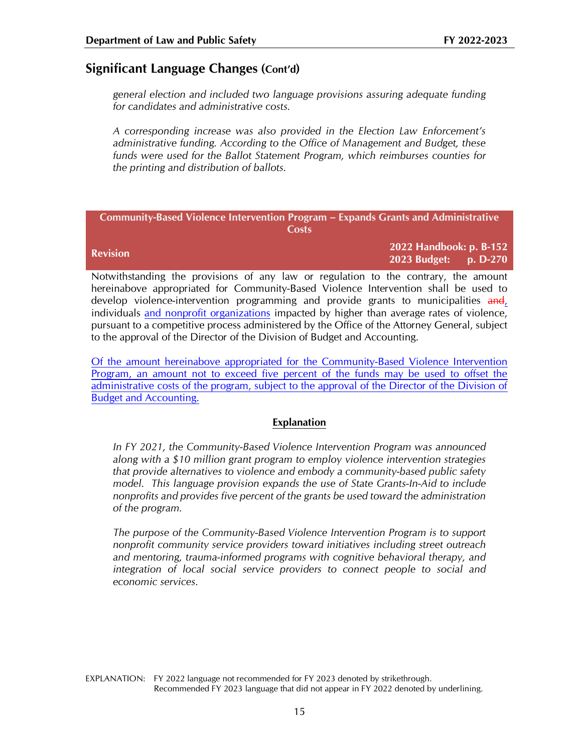## Significant Language Changes (Cont'd)

*general election and included two language provisions assuring adequate funding for candidates and administrative costs.*

*A corresponding increase was also provided in the Election Law Enforcement's administrative funding. According to the Office of Management and Budget, these funds were used for the Ballot Statement Program, which reimburses counties for the printing and distribution of ballots.*

**Community-Based Violence Intervention Program – Expands Grants and Administrative Costs**

**Revision** — **2022 Handbook: p. B-152** / **2023 Budget: p. D-270**

Notwithstanding the provisions of any law or regulation to the contrary, the amount hereinabove appropriated for Community-Based Violence Intervention shall be used to develop violence-intervention programming and provide grants to municipalities ~~and~~<u>,</u> individuals <u>and nonprofit organizations</u> impacted by higher than average rates of violence, pursuant to a competitive process administered by the Office of the Attorney General, subject to the approval of the Director of the Division of Budget and Accounting.

<u>Of the amount hereinabove appropriated for the Community-Based Violence Intervention Program, an amount not to exceed five percent of the funds may be used to offset the administrative costs of the program, subject to the approval of the Director of the Division of Budget and Accounting.</u>

**<u>Explanation</u>**

*In FY 2021, the Community-Based Violence Intervention Program was announced along with a $10 million grant program to employ violence intervention strategies that provide alternatives to violence and embody a community-based public safety model. This language provision expands the use of State Grants-In-Aid to include nonprofits and provides five percent of the grants be used toward the administration of the program.*

*The purpose of the Community-Based Violence Intervention Program is to support nonprofit community service providers toward initiatives including street outreach and mentoring, trauma-informed programs with cognitive behavioral therapy, and integration of local social service providers to connect people to social and economic services.*

EXPLANATION: FY 2022 language not recommended for FY 2023 denoted by strikethrough. Recommended FY 2023 language that did not appear in FY 2022 denoted by underlining.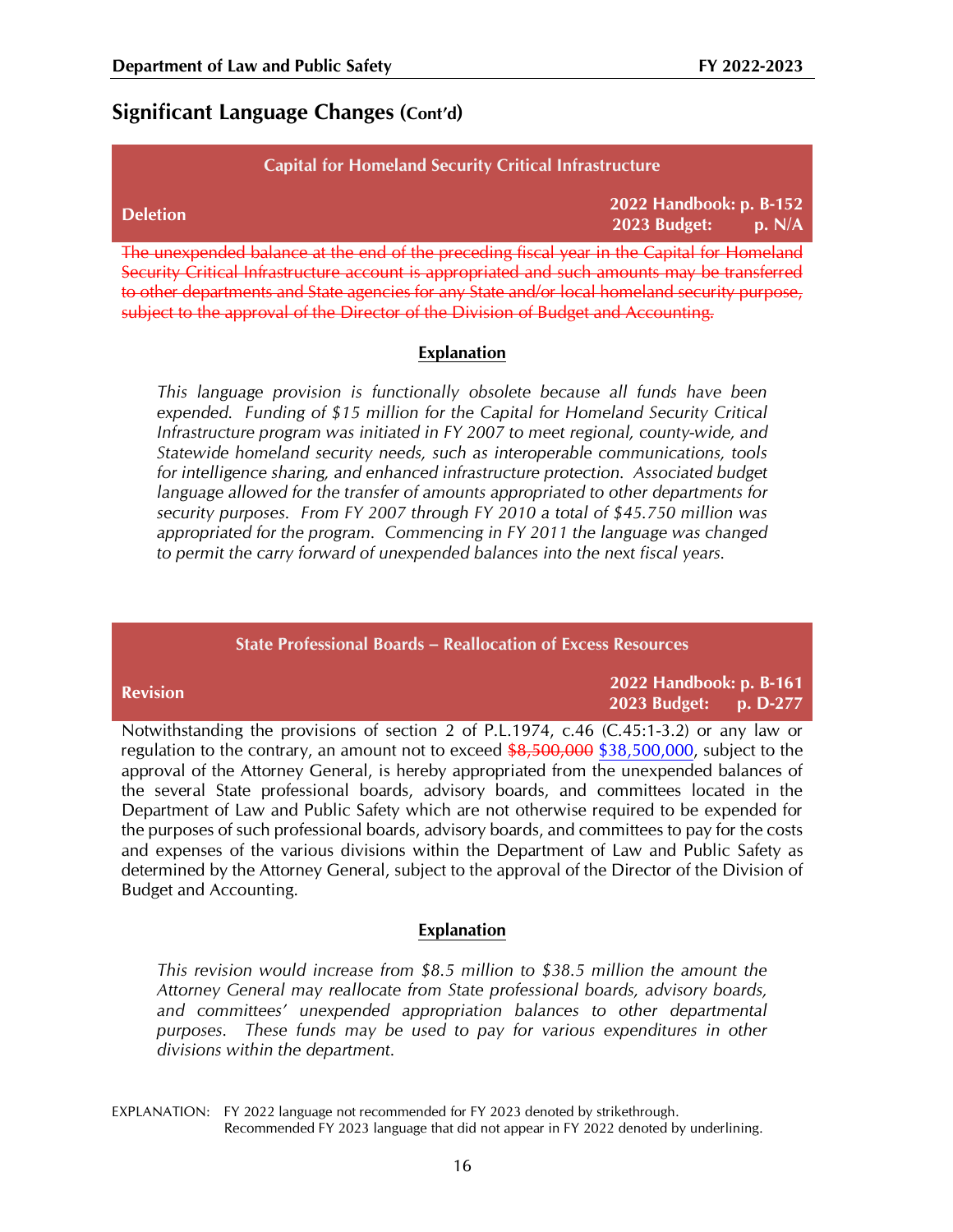## Significant Language Changes (Cont'd)

| Capital for Homeland Security Critical Infrastructure | |
|---|---|
| **Deletion** | **2022 Handbook: p. B-152**<br>**2023 Budget: p. N/A** |

~~The unexpended balance at the end of the preceding fiscal year in the Capital for Homeland Security Critical Infrastructure account is appropriated and such amounts may be transferred to other departments and State agencies for any State and/or local homeland security purpose, subject to the approval of the Director of the Division of Budget and Accounting.~~

**Explanation**

*This language provision is functionally obsolete because all funds have been expended. Funding of $15 million for the Capital for Homeland Security Critical Infrastructure program was initiated in FY 2007 to meet regional, county-wide, and Statewide homeland security needs, such as interoperable communications, tools for intelligence sharing, and enhanced infrastructure protection. Associated budget language allowed for the transfer of amounts appropriated to other departments for security purposes. From FY 2007 through FY 2010 a total of $45.750 million was appropriated for the program. Commencing in FY 2011 the language was changed to permit the carry forward of unexpended balances into the next fiscal years.*

| State Professional Boards – Reallocation of Excess Resources | |
|---|---|
| **Revision** | **2022 Handbook: p. B-161**<br>**2023 Budget: p. D-277** |

Notwithstanding the provisions of section 2 of P.L.1974, c.46 (C.45:1-3.2) or any law or regulation to the contrary, an amount not to exceed ~~$8,500,000~~ <u>$38,500,000</u>, subject to the approval of the Attorney General, is hereby appropriated from the unexpended balances of the several State professional boards, advisory boards, and committees located in the Department of Law and Public Safety which are not otherwise required to be expended for the purposes of such professional boards, advisory boards, and committees to pay for the costs and expenses of the various divisions within the Department of Law and Public Safety as determined by the Attorney General, subject to the approval of the Director of the Division of Budget and Accounting.

**Explanation**

*This revision would increase from $8.5 million to $38.5 million the amount the Attorney General may reallocate from State professional boards, advisory boards, and committees' unexpended appropriation balances to other departmental purposes. These funds may be used to pay for various expenditures in other divisions within the department.*

EXPLANATION: FY 2022 language not recommended for FY 2023 denoted by strikethrough.
Recommended FY 2023 language that did not appear in FY 2022 denoted by underlining.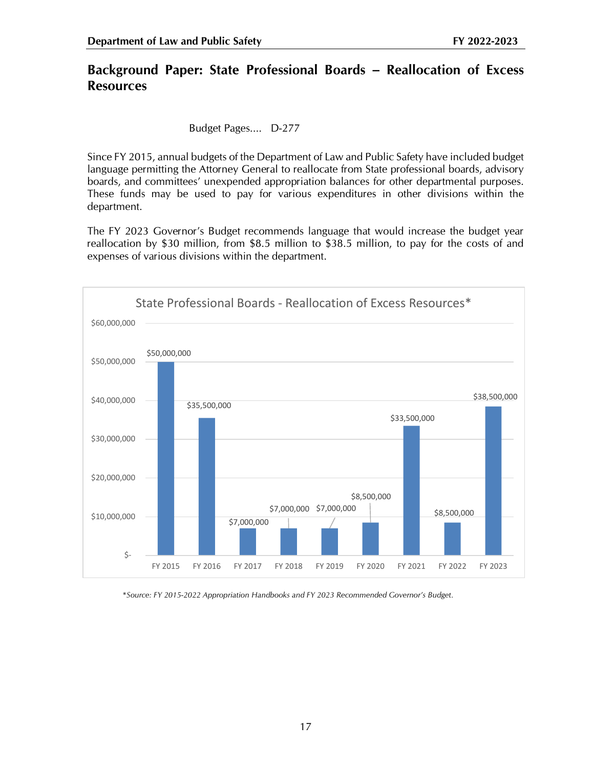# Background Paper: State Professional Boards – Reallocation of Excess Resources

Budget Pages.... D-277

Since FY 2015, annual budgets of the Department of Law and Public Safety have included budget language permitting the Attorney General to reallocate from State professional boards, advisory boards, and committees' unexpended appropriation balances for other departmental purposes. These funds may be used to pay for various expenditures in other divisions within the department.

The FY 2023 Governor's Budget recommends language that would increase the budget year reallocation by $30 million, from $8.5 million to $38.5 million, to pay for the costs of and expenses of various divisions within the department.

State Professional Boards - Reallocation of Excess Resources*

$60,000,000
$50,000,000
$40,000,000
$30,000,000
$20,000,000
$10,000,000
$-

$50,000,000
$35,500,000
$7,000,000
$7,000,000
$7,000,000
$8,500,000
$33,500,000
$8,500,000
$38,500,000

FY 2015
FY 2016
FY 2017
FY 2018
FY 2019
FY 2020
FY 2021
FY 2022
FY 2023

*\*Source: FY 2015-2022 Appropriation Handbooks and FY 2023 Recommended Governor's Budget.*